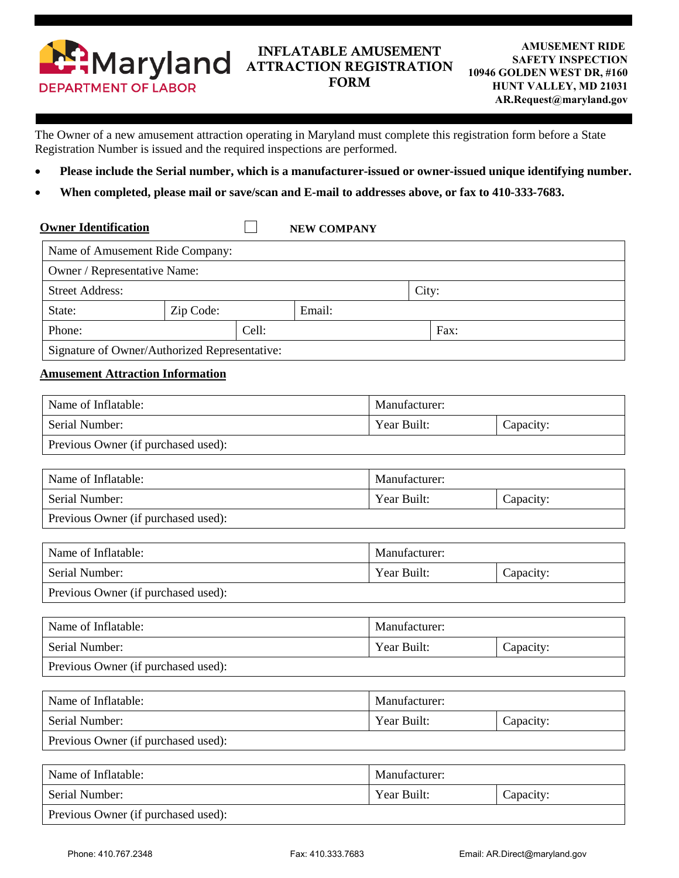Maryland DEPARTMENT OF LABOR

# INFLATABLE AMUSEMENT ATTRACTION REGISTRATION FORM

**AMUSEMENT RIDE SAFETY INSPECTION**
**10946 GOLDEN WEST DR, #160**
**HUNT VALLEY, MD 21031**
**AR.Request@maryland.gov**

The Owner of a new amusement attraction operating in Maryland must complete this registration form before a State Registration Number is issued and the required inspections are performed.

- **Please include the Serial number, which is a manufacturer-issued or owner-issued unique identifying number.**
- **When completed, please mail or save/scan and E-mail to addresses above, or fax to 410-333-7683.**

**Owner Identification** ☐ **NEW COMPANY**

| Name of Amusement Ride Company: | | | |
|---|---|---|---|
| Owner / Representative Name: | | | |
| Street Address: | | | City: |
| State: | Zip Code: | Email: | |
| Phone: | Cell: | Fax: | |
| Signature of Owner/Authorized Representative: | | | |

**Amusement Attraction Information**

| Name of Inflatable: | Manufacturer: | |
|---|---|---|
| Serial Number: | Year Built: | Capacity: |
| Previous Owner (if purchased used): | | |

| Name of Inflatable: | Manufacturer: | |
|---|---|---|
| Serial Number: | Year Built: | Capacity: |
| Previous Owner (if purchased used): | | |

| Name of Inflatable: | Manufacturer: | |
|---|---|---|
| Serial Number: | Year Built: | Capacity: |
| Previous Owner (if purchased used): | | |

| Name of Inflatable: | Manufacturer: | |
|---|---|---|
| Serial Number: | Year Built: | Capacity: |
| Previous Owner (if purchased used): | | |

| Name of Inflatable: | Manufacturer: | |
|---|---|---|
| Serial Number: | Year Built: | Capacity: |
| Previous Owner (if purchased used): | | |

| Name of Inflatable: | Manufacturer: | |
|---|---|---|
| Serial Number: | Year Built: | Capacity: |
| Previous Owner (if purchased used): | | |

Phone: 410.767.2348 Fax: 410.333.7683 Email: AR.Direct@maryland.gov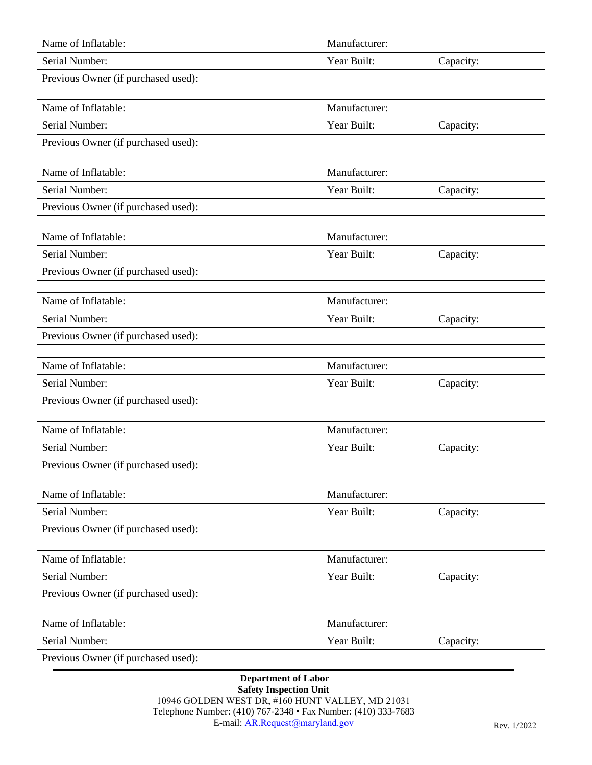| | | |
|---|---|---|
| Name of Inflatable: | Manufacturer: | |
| Serial Number: | Year Built: | Capacity: |
| Previous Owner (if purchased used): | | |

| | | |
|---|---|---|
| Name of Inflatable: | Manufacturer: | |
| Serial Number: | Year Built: | Capacity: |
| Previous Owner (if purchased used): | | |

| | | |
|---|---|---|
| Name of Inflatable: | Manufacturer: | |
| Serial Number: | Year Built: | Capacity: |
| Previous Owner (if purchased used): | | |

| | | |
|---|---|---|
| Name of Inflatable: | Manufacturer: | |
| Serial Number: | Year Built: | Capacity: |
| Previous Owner (if purchased used): | | |

| | | |
|---|---|---|
| Name of Inflatable: | Manufacturer: | |
| Serial Number: | Year Built: | Capacity: |
| Previous Owner (if purchased used): | | |

| | | |
|---|---|---|
| Name of Inflatable: | Manufacturer: | |
| Serial Number: | Year Built: | Capacity: |
| Previous Owner (if purchased used): | | |

| | | |
|---|---|---|
| Name of Inflatable: | Manufacturer: | |
| Serial Number: | Year Built: | Capacity: |
| Previous Owner (if purchased used): | | |

| | | |
|---|---|---|
| Name of Inflatable: | Manufacturer: | |
| Serial Number: | Year Built: | Capacity: |
| Previous Owner (if purchased used): | | |

| | | |
|---|---|---|
| Name of Inflatable: | Manufacturer: | |
| Serial Number: | Year Built: | Capacity: |
| Previous Owner (if purchased used): | | |

| | | |
|---|---|---|
| Name of Inflatable: | Manufacturer: | |
| Serial Number: | Year Built: | Capacity: |
| Previous Owner (if purchased used): | | |

**Department of Labor**
**Safety Inspection Unit**
10946 GOLDEN WEST DR, #160 HUNT VALLEY, MD 21031
Telephone Number: (410) 767-2348 • Fax Number: (410) 333-7683
E-mail: AR.Request@maryland.gov

Rev. 1/2022